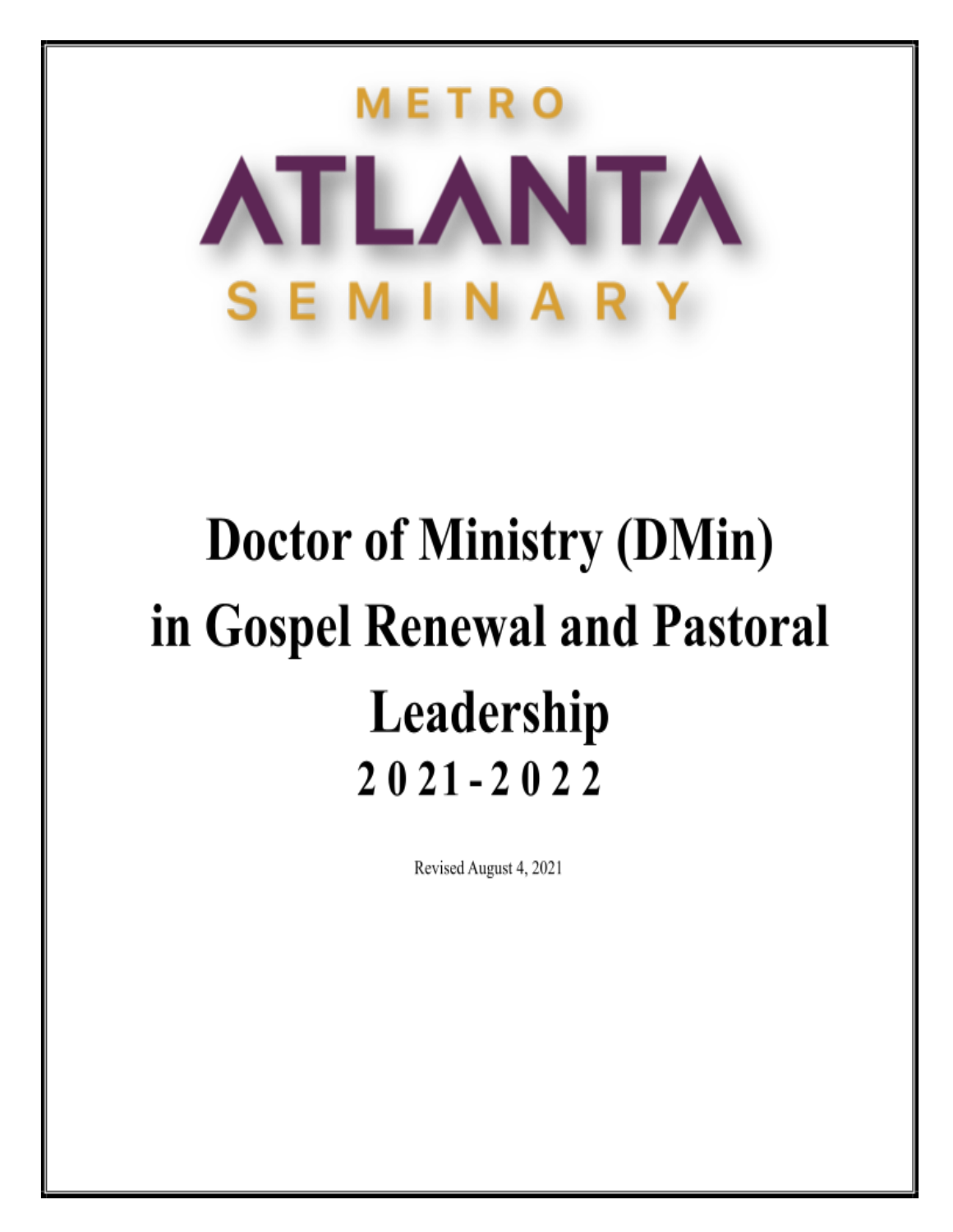METRO
# ATLANTA
SEMINARY

# Doctor of Ministry (DMin) in Gospel Renewal and Pastoral Leadership
## 2021-2022

Revised August 4, 2021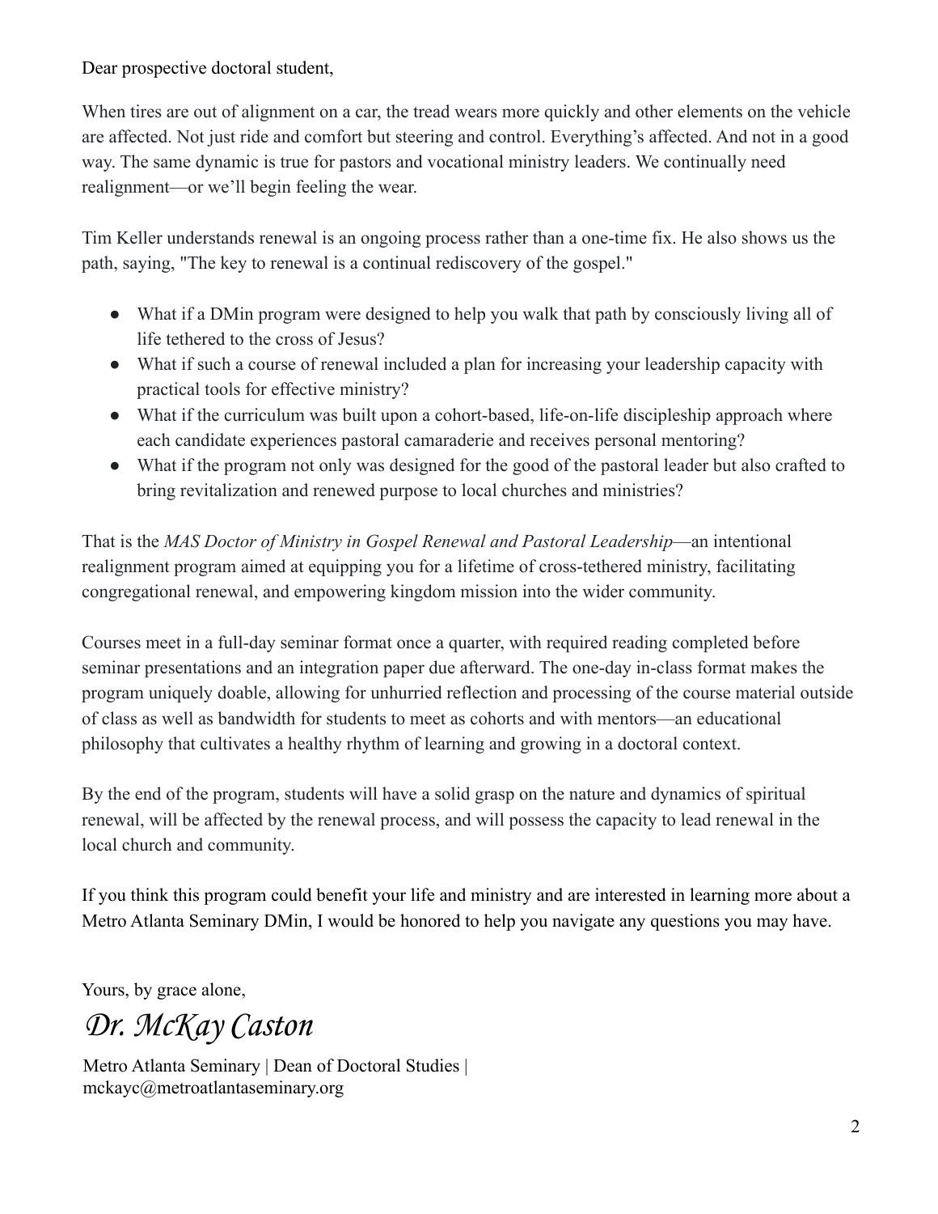Dear prospective doctoral student,

When tires are out of alignment on a car, the tread wears more quickly and other elements on the vehicle are affected. Not just ride and comfort but steering and control. Everything's affected. And not in a good way. The same dynamic is true for pastors and vocational ministry leaders. We continually need realignment—or we'll begin feeling the wear.

Tim Keller understands renewal is an ongoing process rather than a one-time fix. He also shows us the path, saying, "The key to renewal is a continual rediscovery of the gospel."

- What if a DMin program were designed to help you walk that path by consciously living all of life tethered to the cross of Jesus?
- What if such a course of renewal included a plan for increasing your leadership capacity with practical tools for effective ministry?
- What if the curriculum was built upon a cohort-based, life-on-life discipleship approach where each candidate experiences pastoral camaraderie and receives personal mentoring?
- What if the program not only was designed for the good of the pastoral leader but also crafted to bring revitalization and renewed purpose to local churches and ministries?

That is the *MAS Doctor of Ministry in Gospel Renewal and Pastoral Leadership*—an intentional realignment program aimed at equipping you for a lifetime of cross-tethered ministry, facilitating congregational renewal, and empowering kingdom mission into the wider community.

Courses meet in a full-day seminar format once a quarter, with required reading completed before seminar presentations and an integration paper due afterward. The one-day in-class format makes the program uniquely doable, allowing for unhurried reflection and processing of the course material outside of class as well as bandwidth for students to meet as cohorts and with mentors—an educational philosophy that cultivates a healthy rhythm of learning and growing in a doctoral context.

By the end of the program, students will have a solid grasp on the nature and dynamics of spiritual renewal, will be affected by the renewal process, and will possess the capacity to lead renewal in the local church and community.

If you think this program could benefit your life and ministry and are interested in learning more about a Metro Atlanta Seminary DMin, I would be honored to help you navigate any questions you may have.

Yours, by grace alone,

*Dr. McKay Caston*

Metro Atlanta Seminary | Dean of Doctoral Studies | mckayc@metroatlantaseminary.org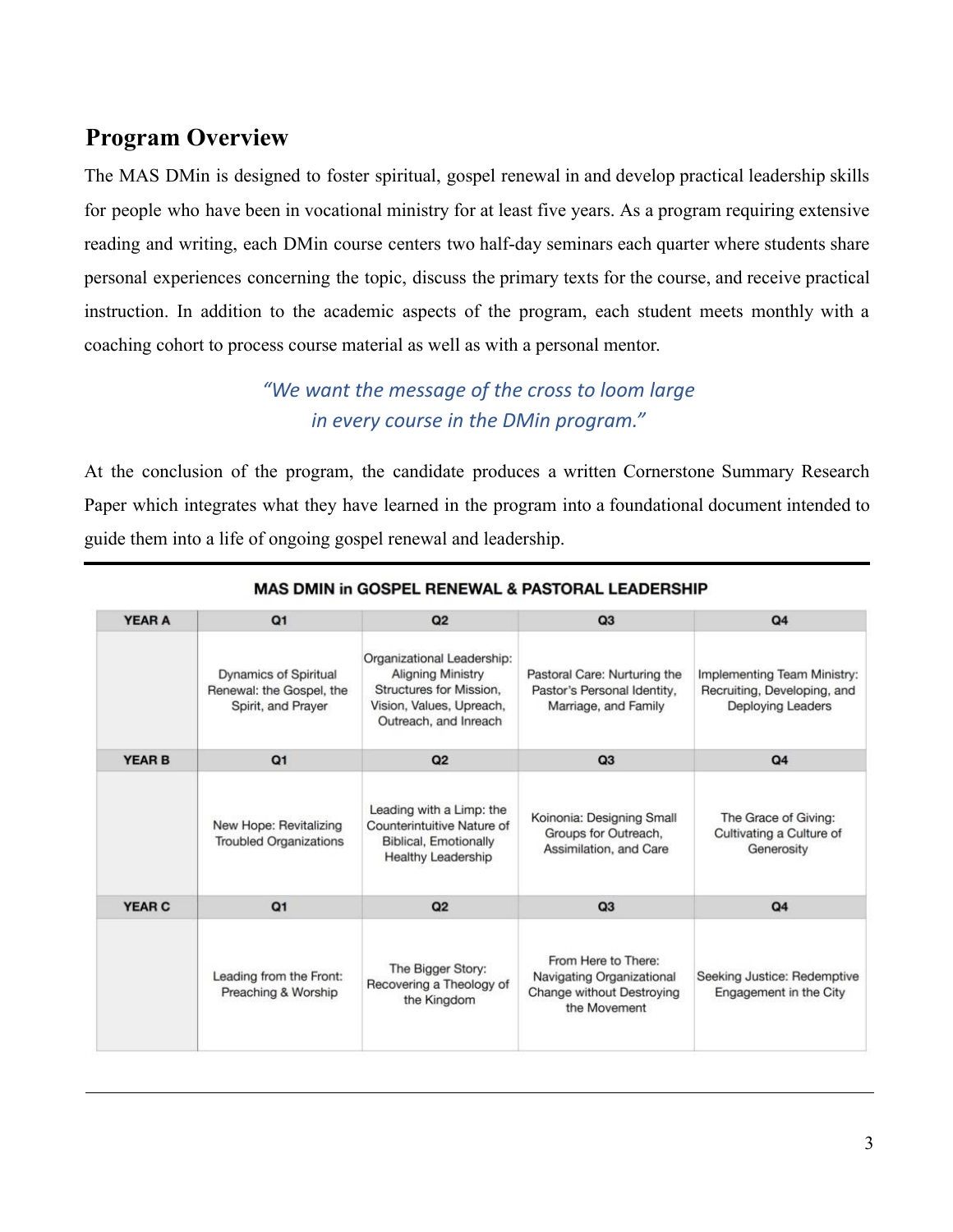## Program Overview

The MAS DMin is designed to foster spiritual, gospel renewal in and develop practical leadership skills for people who have been in vocational ministry for at least five years. As a program requiring extensive reading and writing, each DMin course centers two half-day seminars each quarter where students share personal experiences concerning the topic, discuss the primary texts for the course, and receive practical instruction. In addition to the academic aspects of the program, each student meets monthly with a coaching cohort to process course material as well as with a personal mentor.

*"We want the message of the cross to loom large in every course in the DMin program."*

At the conclusion of the program, the candidate produces a written Cornerstone Summary Research Paper which integrates what they have learned in the program into a foundational document intended to guide them into a life of ongoing gospel renewal and leadership.

**MAS DMIN in GOSPEL RENEWAL & PASTORAL LEADERSHIP**

| YEAR A | Q1 | Q2 | Q3 | Q4 |
|---|---|---|---|---|
| | Dynamics of Spiritual Renewal: the Gospel, the Spirit, and Prayer | Organizational Leadership: Aligning Ministry Structures for Mission, Vision, Values, Upreach, Outreach, and Inreach | Pastoral Care: Nurturing the Pastor's Personal Identity, Marriage, and Family | Implementing Team Ministry: Recruiting, Developing, and Deploying Leaders |
| **YEAR B** | **Q1** | **Q2** | **Q3** | **Q4** |
| | New Hope: Revitalizing Troubled Organizations | Leading with a Limp: the Counterintuitive Nature of Biblical, Emotionally Healthy Leadership | Koinonia: Designing Small Groups for Outreach, Assimilation, and Care | The Grace of Giving: Cultivating a Culture of Generosity |
| **YEAR C** | **Q1** | **Q2** | **Q3** | **Q4** |
| | Leading from the Front: Preaching & Worship | The Bigger Story: Recovering a Theology of the Kingdom | From Here to There: Navigating Organizational Change without Destroying the Movement | Seeking Justice: Redemptive Engagement in the City |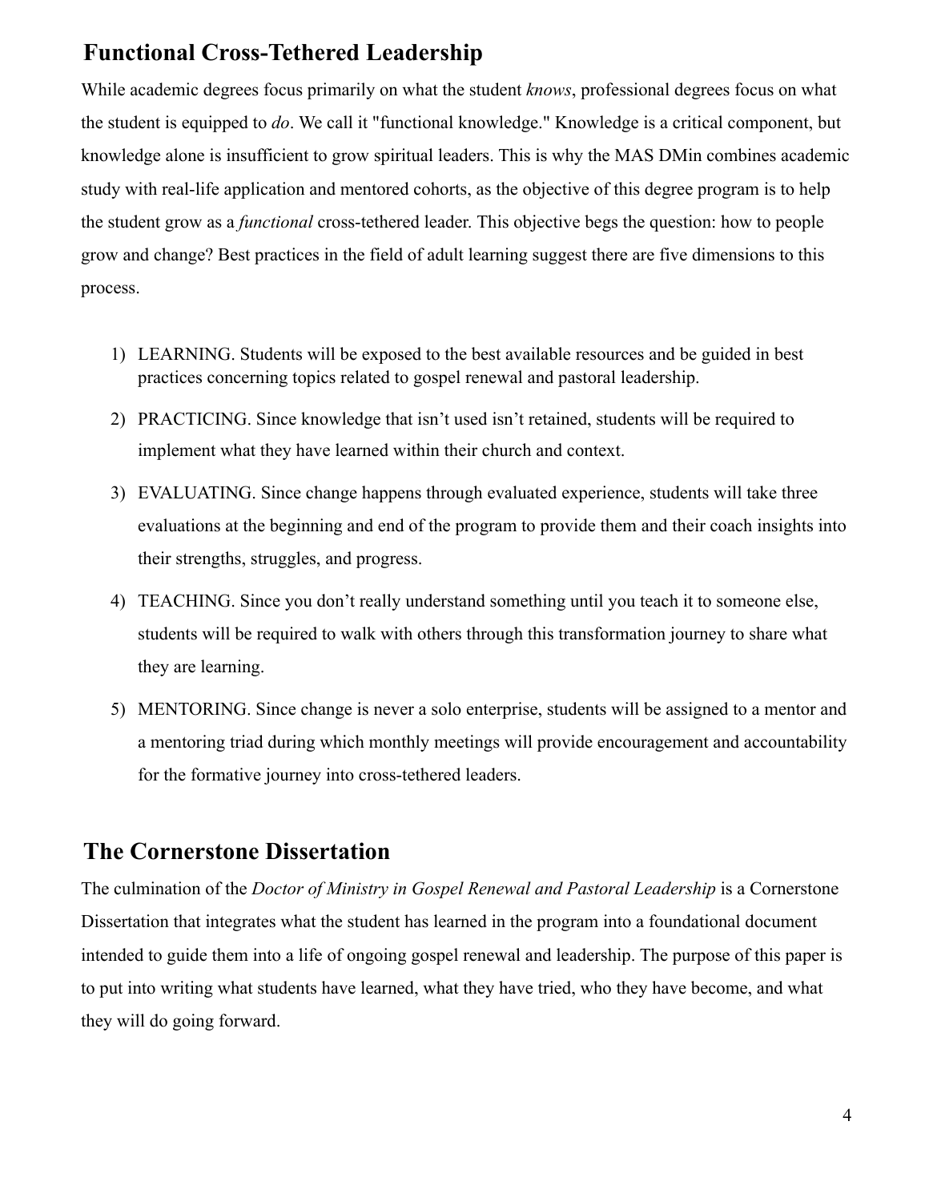## Functional Cross-Tethered Leadership

While academic degrees focus primarily on what the student *knows*, professional degrees focus on what the student is equipped to *do*. We call it "functional knowledge." Knowledge is a critical component, but knowledge alone is insufficient to grow spiritual leaders. This is why the MAS DMin combines academic study with real-life application and mentored cohorts, as the objective of this degree program is to help the student grow as a *functional* cross-tethered leader. This objective begs the question: how to people grow and change? Best practices in the field of adult learning suggest there are five dimensions to this process.

1) LEARNING. Students will be exposed to the best available resources and be guided in best practices concerning topics related to gospel renewal and pastoral leadership.
2) PRACTICING. Since knowledge that isn't used isn't retained, students will be required to implement what they have learned within their church and context.
3) EVALUATING. Since change happens through evaluated experience, students will take three evaluations at the beginning and end of the program to provide them and their coach insights into their strengths, struggles, and progress.
4) TEACHING. Since you don't really understand something until you teach it to someone else, students will be required to walk with others through this transformation journey to share what they are learning.
5) MENTORING. Since change is never a solo enterprise, students will be assigned to a mentor and a mentoring triad during which monthly meetings will provide encouragement and accountability for the formative journey into cross-tethered leaders.

## The Cornerstone Dissertation

The culmination of the *Doctor of Ministry in Gospel Renewal and Pastoral Leadership* is a Cornerstone Dissertation that integrates what the student has learned in the program into a foundational document intended to guide them into a life of ongoing gospel renewal and leadership. The purpose of this paper is to put into writing what students have learned, what they have tried, who they have become, and what they will do going forward.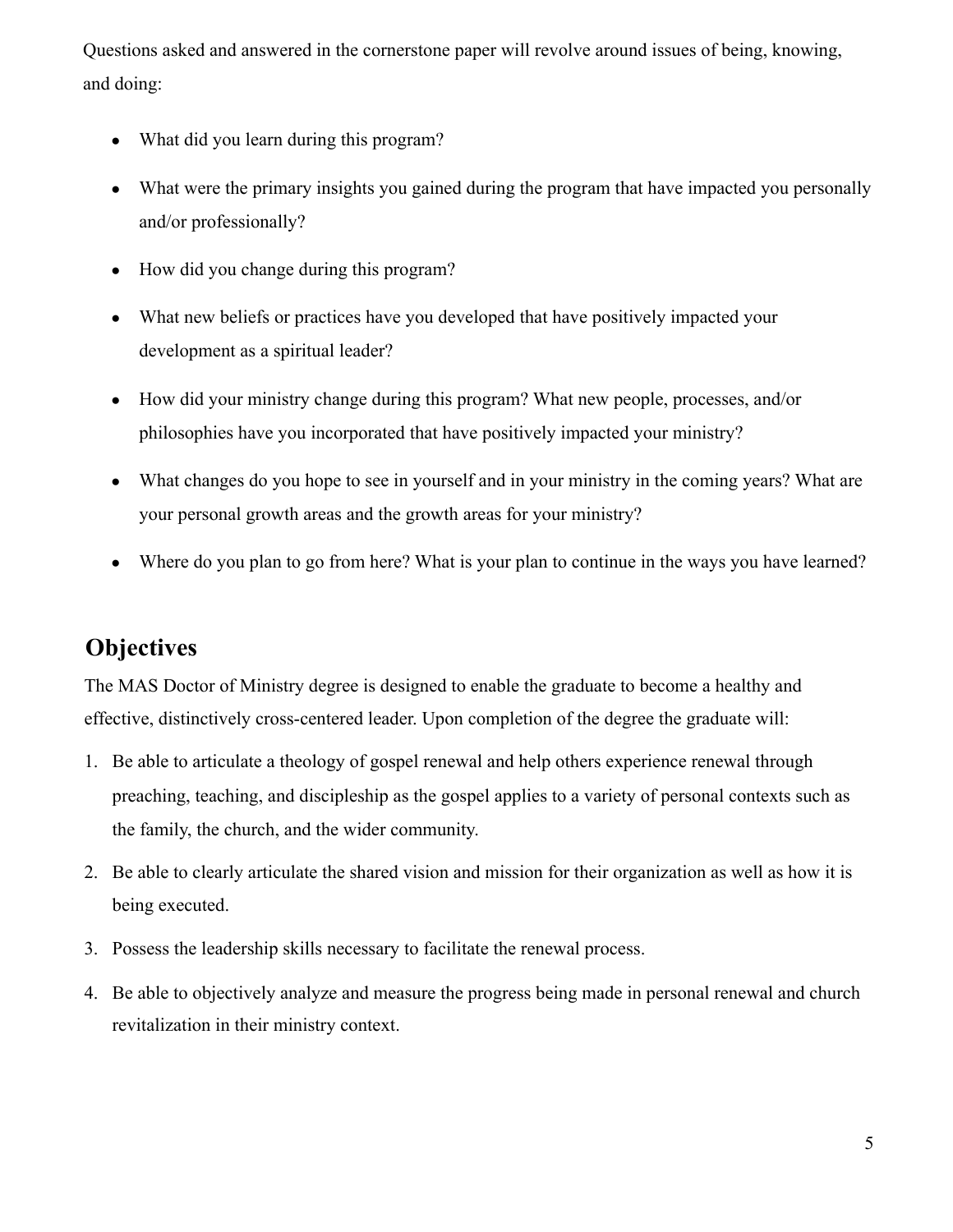Questions asked and answered in the cornerstone paper will revolve around issues of being, knowing, and doing:

- What did you learn during this program?
- What were the primary insights you gained during the program that have impacted you personally and/or professionally?
- How did you change during this program?
- What new beliefs or practices have you developed that have positively impacted your development as a spiritual leader?
- How did your ministry change during this program? What new people, processes, and/or philosophies have you incorporated that have positively impacted your ministry?
- What changes do you hope to see in yourself and in your ministry in the coming years? What are your personal growth areas and the growth areas for your ministry?
- Where do you plan to go from here? What is your plan to continue in the ways you have learned?

## Objectives

The MAS Doctor of Ministry degree is designed to enable the graduate to become a healthy and effective, distinctively cross-centered leader. Upon completion of the degree the graduate will:

1. Be able to articulate a theology of gospel renewal and help others experience renewal through preaching, teaching, and discipleship as the gospel applies to a variety of personal contexts such as the family, the church, and the wider community.
2. Be able to clearly articulate the shared vision and mission for their organization as well as how it is being executed.
3. Possess the leadership skills necessary to facilitate the renewal process.
4. Be able to objectively analyze and measure the progress being made in personal renewal and church revitalization in their ministry context.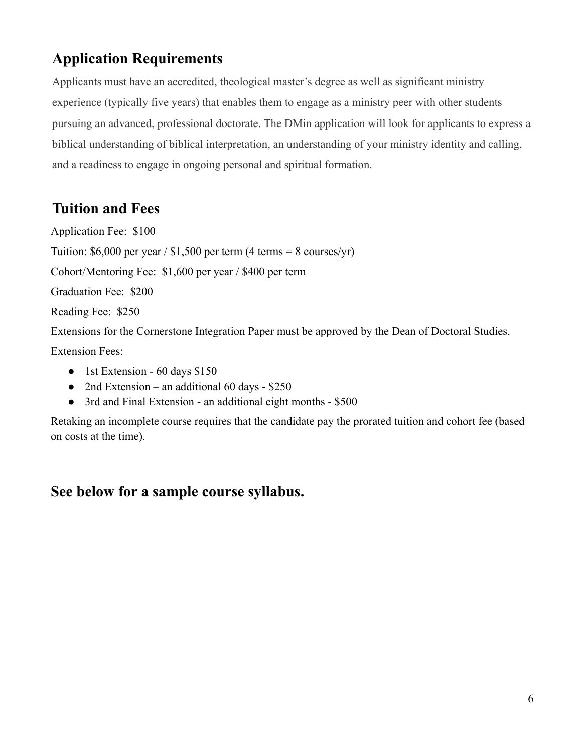## Application Requirements

Applicants must have an accredited, theological master's degree as well as significant ministry experience (typically five years) that enables them to engage as a ministry peer with other students pursuing an advanced, professional doctorate. The DMin application will look for applicants to express a biblical understanding of biblical interpretation, an understanding of your ministry identity and calling, and a readiness to engage in ongoing personal and spiritual formation.

## Tuition and Fees

Application Fee: $100

Tuition: $6,000 per year / $1,500 per term (4 terms = 8 courses/yr)

Cohort/Mentoring Fee: $1,600 per year / $400 per term

Graduation Fee: $200

Reading Fee: $250

Extensions for the Cornerstone Integration Paper must be approved by the Dean of Doctoral Studies.

Extension Fees:

- 1st Extension - 60 days $150
- 2nd Extension – an additional 60 days - $250
- 3rd and Final Extension - an additional eight months - $500

Retaking an incomplete course requires that the candidate pay the prorated tuition and cohort fee (based on costs at the time).

## See below for a sample course syllabus.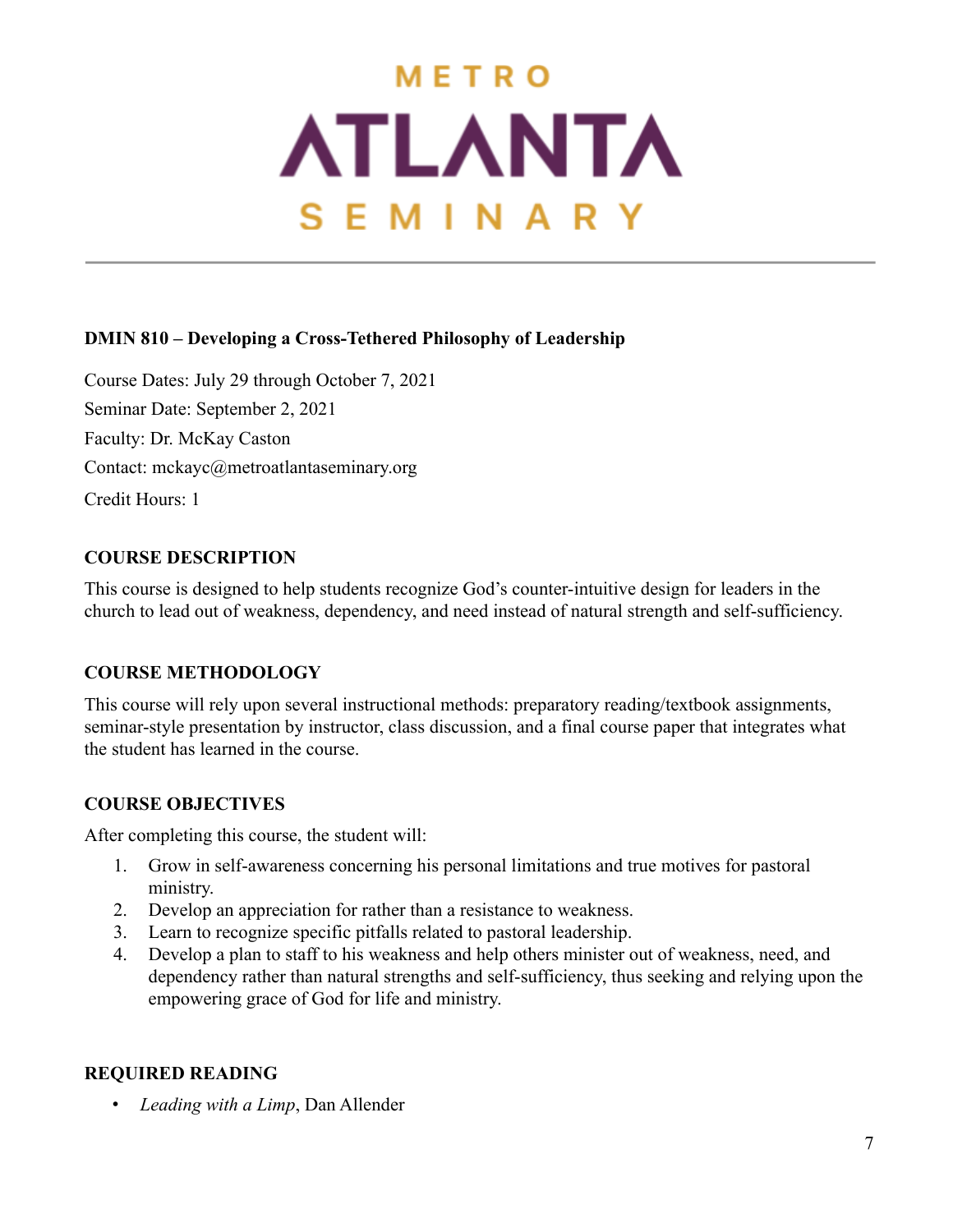# METRO ATLANTA SEMINARY

**DMIN 810 – Developing a Cross-Tethered Philosophy of Leadership**

Course Dates: July 29 through October 7, 2021

Seminar Date: September 2, 2021

Faculty: Dr. McKay Caston

Contact: mckayc@metroatlantaseminary.org

Credit Hours: 1

## COURSE DESCRIPTION

This course is designed to help students recognize God's counter-intuitive design for leaders in the church to lead out of weakness, dependency, and need instead of natural strength and self-sufficiency.

## COURSE METHODOLOGY

This course will rely upon several instructional methods: preparatory reading/textbook assignments, seminar-style presentation by instructor, class discussion, and a final course paper that integrates what the student has learned in the course.

## COURSE OBJECTIVES

After completing this course, the student will:

1. Grow in self-awareness concerning his personal limitations and true motives for pastoral ministry.
2. Develop an appreciation for rather than a resistance to weakness.
3. Learn to recognize specific pitfalls related to pastoral leadership.
4. Develop a plan to staff to his weakness and help others minister out of weakness, need, and dependency rather than natural strengths and self-sufficiency, thus seeking and relying upon the empowering grace of God for life and ministry.

## REQUIRED READING

- *Leading with a Limp*, Dan Allender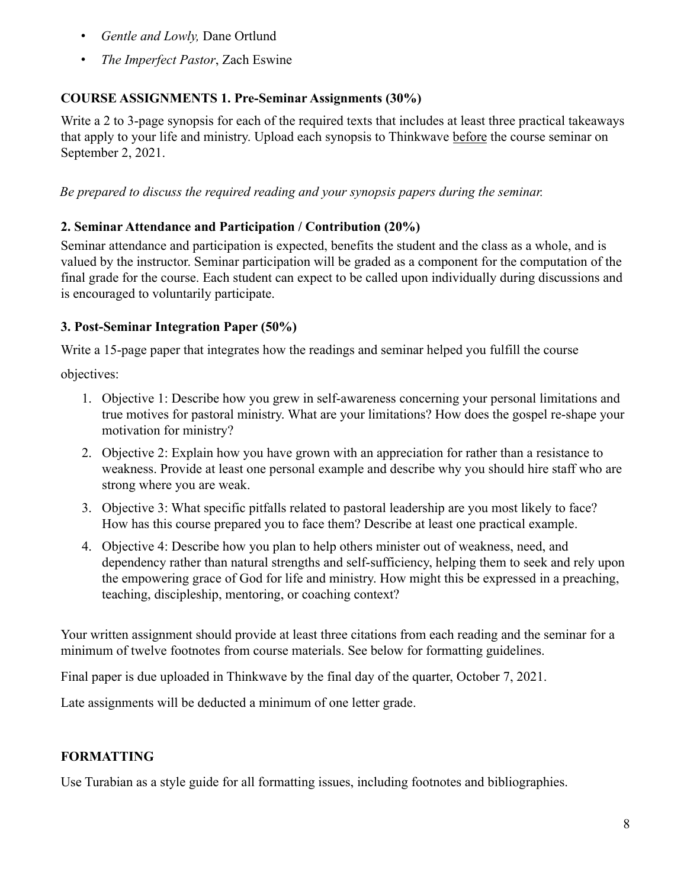- *Gentle and Lowly,* Dane Ortlund
- *The Imperfect Pastor*, Zach Eswine

**COURSE ASSIGNMENTS 1. Pre-Seminar Assignments (30%)**

Write a 2 to 3-page synopsis for each of the required texts that includes at least three practical takeaways that apply to your life and ministry. Upload each synopsis to Thinkwave <u>before</u> the course seminar on September 2, 2021.

*Be prepared to discuss the required reading and your synopsis papers during the seminar.*

**2. Seminar Attendance and Participation / Contribution (20%)**

Seminar attendance and participation is expected, benefits the student and the class as a whole, and is valued by the instructor. Seminar participation will be graded as a component for the computation of the final grade for the course. Each student can expect to be called upon individually during discussions and is encouraged to voluntarily participate.

**3. Post-Seminar Integration Paper (50%)**

Write a 15-page paper that integrates how the readings and seminar helped you fulfill the course objectives:

1. Objective 1: Describe how you grew in self-awareness concerning your personal limitations and true motives for pastoral ministry. What are your limitations? How does the gospel re-shape your motivation for ministry?
2. Objective 2: Explain how you have grown with an appreciation for rather than a resistance to weakness. Provide at least one personal example and describe why you should hire staff who are strong where you are weak.
3. Objective 3: What specific pitfalls related to pastoral leadership are you most likely to face? How has this course prepared you to face them? Describe at least one practical example.
4. Objective 4: Describe how you plan to help others minister out of weakness, need, and dependency rather than natural strengths and self-sufficiency, helping them to seek and rely upon the empowering grace of God for life and ministry. How might this be expressed in a preaching, teaching, discipleship, mentoring, or coaching context?

Your written assignment should provide at least three citations from each reading and the seminar for a minimum of twelve footnotes from course materials. See below for formatting guidelines.

Final paper is due uploaded in Thinkwave by the final day of the quarter, October 7, 2021.

Late assignments will be deducted a minimum of one letter grade.

**FORMATTING**

Use Turabian as a style guide for all formatting issues, including footnotes and bibliographies.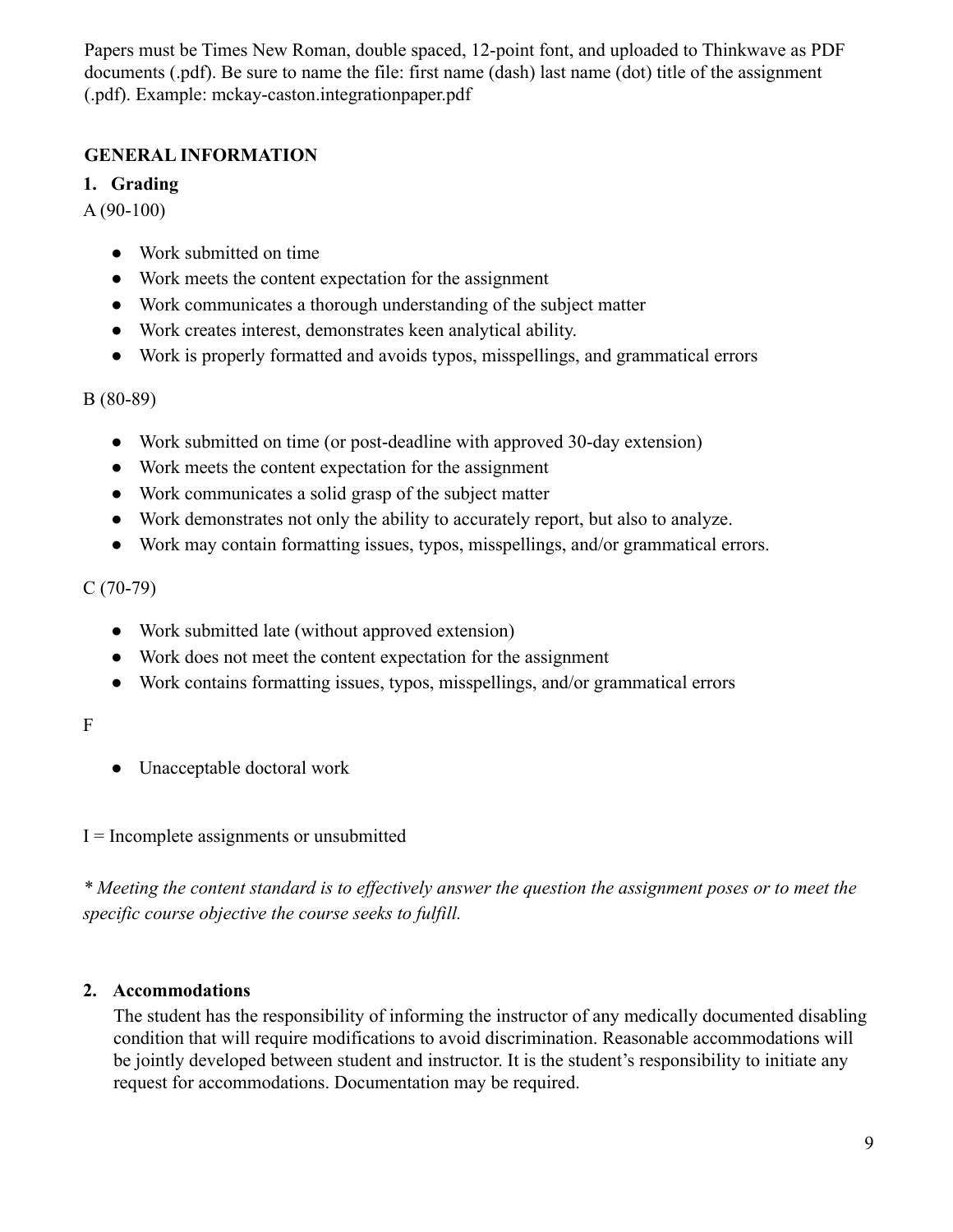Papers must be Times New Roman, double spaced, 12-point font, and uploaded to Thinkwave as PDF documents (.pdf). Be sure to name the file: first name (dash) last name (dot) title of the assignment (.pdf). Example: mckay-caston.integrationpaper.pdf

## GENERAL INFORMATION

### 1. Grading

A (90-100)

- Work submitted on time
- Work meets the content expectation for the assignment
- Work communicates a thorough understanding of the subject matter
- Work creates interest, demonstrates keen analytical ability.
- Work is properly formatted and avoids typos, misspellings, and grammatical errors

B (80-89)

- Work submitted on time (or post-deadline with approved 30-day extension)
- Work meets the content expectation for the assignment
- Work communicates a solid grasp of the subject matter
- Work demonstrates not only the ability to accurately report, but also to analyze.
- Work may contain formatting issues, typos, misspellings, and/or grammatical errors.

C (70-79)

- Work submitted late (without approved extension)
- Work does not meet the content expectation for the assignment
- Work contains formatting issues, typos, misspellings, and/or grammatical errors

F

- Unacceptable doctoral work

I = Incomplete assignments or unsubmitted

*\* Meeting the content standard is to effectively answer the question the assignment poses or to meet the specific course objective the course seeks to fulfill.*

### 2. Accommodations

The student has the responsibility of informing the instructor of any medically documented disabling condition that will require modifications to avoid discrimination. Reasonable accommodations will be jointly developed between student and instructor. It is the student's responsibility to initiate any request for accommodations. Documentation may be required.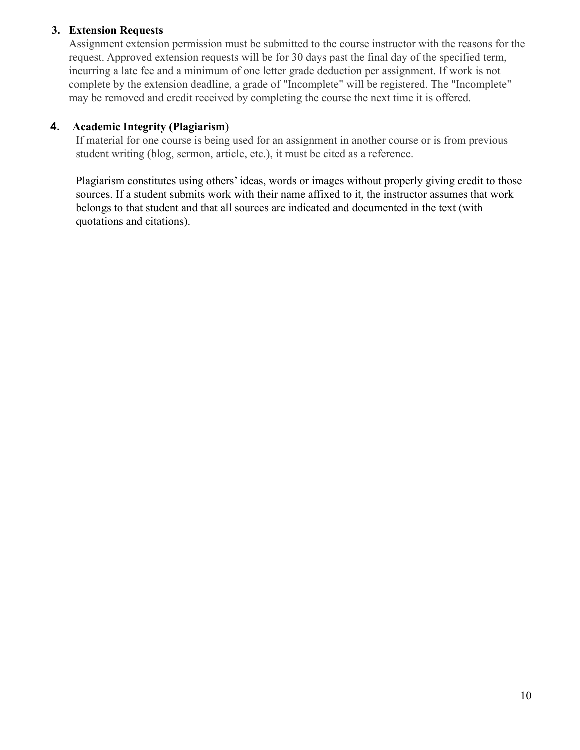3. **Extension Requests**
   Assignment extension permission must be submitted to the course instructor with the reasons for the request. Approved extension requests will be for 30 days past the final day of the specified term, incurring a late fee and a minimum of one letter grade deduction per assignment. If work is not complete by the extension deadline, a grade of "Incomplete" will be registered. The "Incomplete" may be removed and credit received by completing the course the next time it is offered.

4. **Academic Integrity (Plagiarism)**
   If material for one course is being used for an assignment in another course or is from previous student writing (blog, sermon, article, etc.), it must be cited as a reference.

   Plagiarism constitutes using others' ideas, words or images without properly giving credit to those sources. If a student submits work with their name affixed to it, the instructor assumes that work belongs to that student and that all sources are indicated and documented in the text (with quotations and citations).